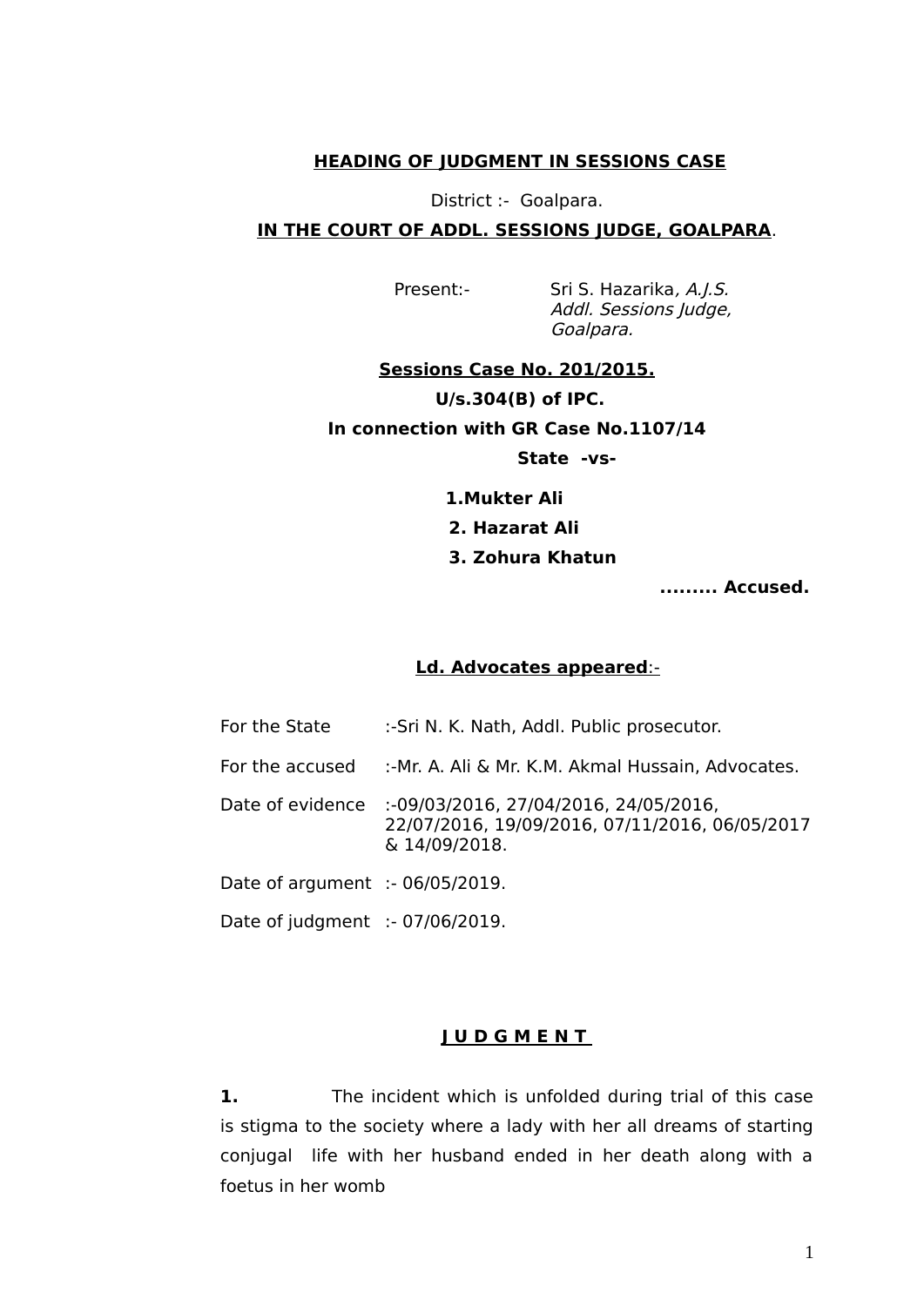**HEADING OF JUDGMENT IN SESSIONS CASE**

District :- Goalpara.

**IN THE COURT OF ADDL. SESSIONS JUDGE, GOALPARA.**

Present:- Sri S. Hazarika*, A.J.S.*
*Addl. Sessions Judge,*
*Goalpara.*

**Sessions Case No. 201/2015.**

**U/s.304(B) of IPC.**

**In connection with GR Case No.1107/14**

**State -vs-**

**1.Mukter Ali**

**2. Hazarat Ali**

**3. Zohura Khatun**

**......... Accused.**

**Ld. Advocates appeared:-**

| | |
|---|---|
| For the State | :-Sri N. K. Nath, Addl. Public prosecutor. |
| For the accused | :-Mr. A. Ali & Mr. K.M. Akmal Hussain, Advocates. |
| Date of evidence | :-09/03/2016, 27/04/2016, 24/05/2016, 22/07/2016, 19/09/2016, 07/11/2016, 06/05/2017 & 14/09/2018. |
| Date of argument | :- 06/05/2019. |
| Date of judgment | :- 07/06/2019. |

**J U D G M E N T**

**1.** The incident which is unfolded during trial of this case is stigma to the society where a lady with her all dreams of starting conjugal life with her husband ended in her death along with a foetus in her womb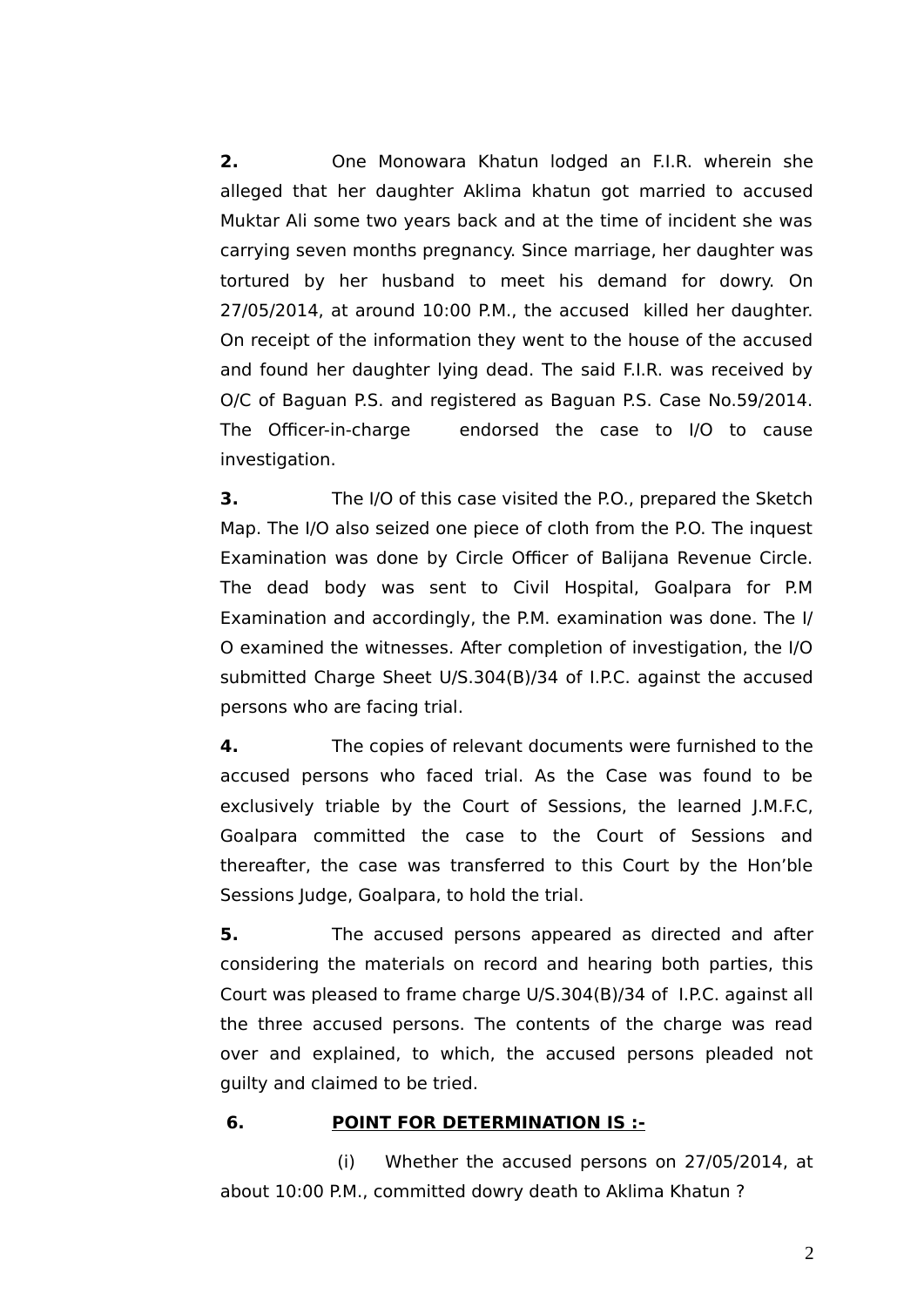**2.** One Monowara Khatun lodged an F.I.R. wherein she alleged that her daughter Aklima khatun got married to accused Muktar Ali some two years back and at the time of incident she was carrying seven months pregnancy. Since marriage, her daughter was tortured by her husband to meet his demand for dowry. On 27/05/2014, at around 10:00 P.M., the accused killed her daughter. On receipt of the information they went to the house of the accused and found her daughter lying dead. The said F.I.R. was received by O/C of Baguan P.S. and registered as Baguan P.S. Case No.59/2014. The Officer-in-charge endorsed the case to I/O to cause investigation.

**3.** The I/O of this case visited the P.O., prepared the Sketch Map. The I/O also seized one piece of cloth from the P.O. The inquest Examination was done by Circle Officer of Balijana Revenue Circle. The dead body was sent to Civil Hospital, Goalpara for P.M Examination and accordingly, the P.M. examination was done. The I/O examined the witnesses. After completion of investigation, the I/O submitted Charge Sheet U/S.304(B)/34 of I.P.C. against the accused persons who are facing trial.

**4.** The copies of relevant documents were furnished to the accused persons who faced trial. As the Case was found to be exclusively triable by the Court of Sessions, the learned J.M.F.C, Goalpara committed the case to the Court of Sessions and thereafter, the case was transferred to this Court by the Hon'ble Sessions Judge, Goalpara, to hold the trial.

**5.** The accused persons appeared as directed and after considering the materials on record and hearing both parties, this Court was pleased to frame charge U/S.304(B)/34 of I.P.C. against all the three accused persons. The contents of the charge was read over and explained, to which, the accused persons pleaded not guilty and claimed to be tried.

**6.** **<u>POINT FOR DETERMINATION IS :-</u>**

(i) Whether the accused persons on 27/05/2014, at about 10:00 P.M., committed dowry death to Aklima Khatun ?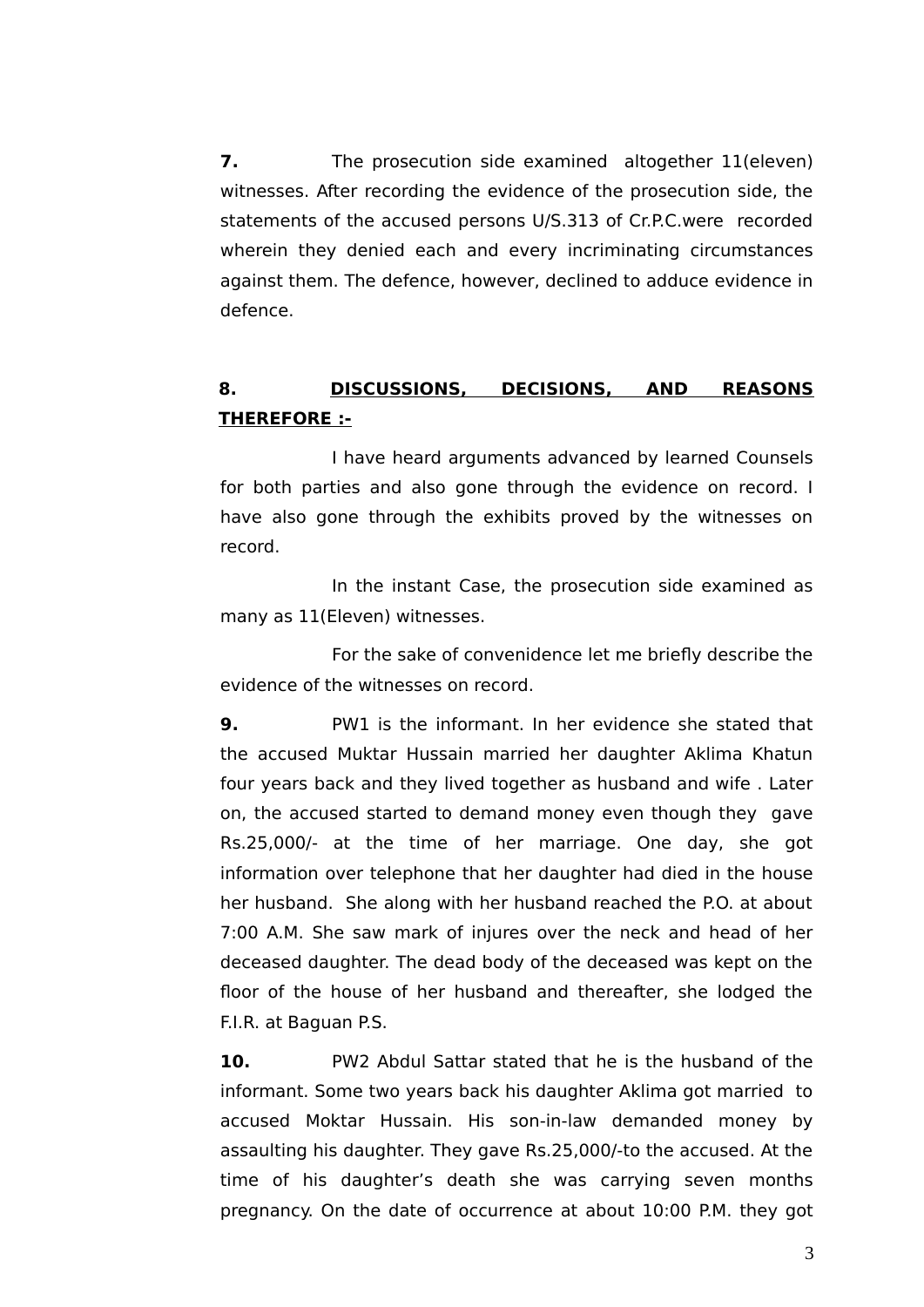**7.** The prosecution side examined altogether 11(eleven) witnesses. After recording the evidence of the prosecution side, the statements of the accused persons U/S.313 of Cr.P.C.were recorded wherein they denied each and every incriminating circumstances against them. The defence, however, declined to adduce evidence in defence.

**8. <u>DISCUSSIONS, DECISIONS, AND REASONS THEREFORE :-</u>**

I have heard arguments advanced by learned Counsels for both parties and also gone through the evidence on record. I have also gone through the exhibits proved by the witnesses on record.

In the instant Case, the prosecution side examined as many as 11(Eleven) witnesses.

For the sake of convenidence let me briefly describe the evidence of the witnesses on record.

**9.** PW1 is the informant. In her evidence she stated that the accused Muktar Hussain married her daughter Aklima Khatun four years back and they lived together as husband and wife . Later on, the accused started to demand money even though they gave Rs.25,000/- at the time of her marriage. One day, she got information over telephone that her daughter had died in the house her husband. She along with her husband reached the P.O. at about 7:00 A.M. She saw mark of injures over the neck and head of her deceased daughter. The dead body of the deceased was kept on the floor of the house of her husband and thereafter, she lodged the F.I.R. at Baguan P.S.

**10.** PW2 Abdul Sattar stated that he is the husband of the informant. Some two years back his daughter Aklima got married to accused Moktar Hussain. His son-in-law demanded money by assaulting his daughter. They gave Rs.25,000/-to the accused. At the time of his daughter's death she was carrying seven months pregnancy. On the date of occurrence at about 10:00 P.M. they got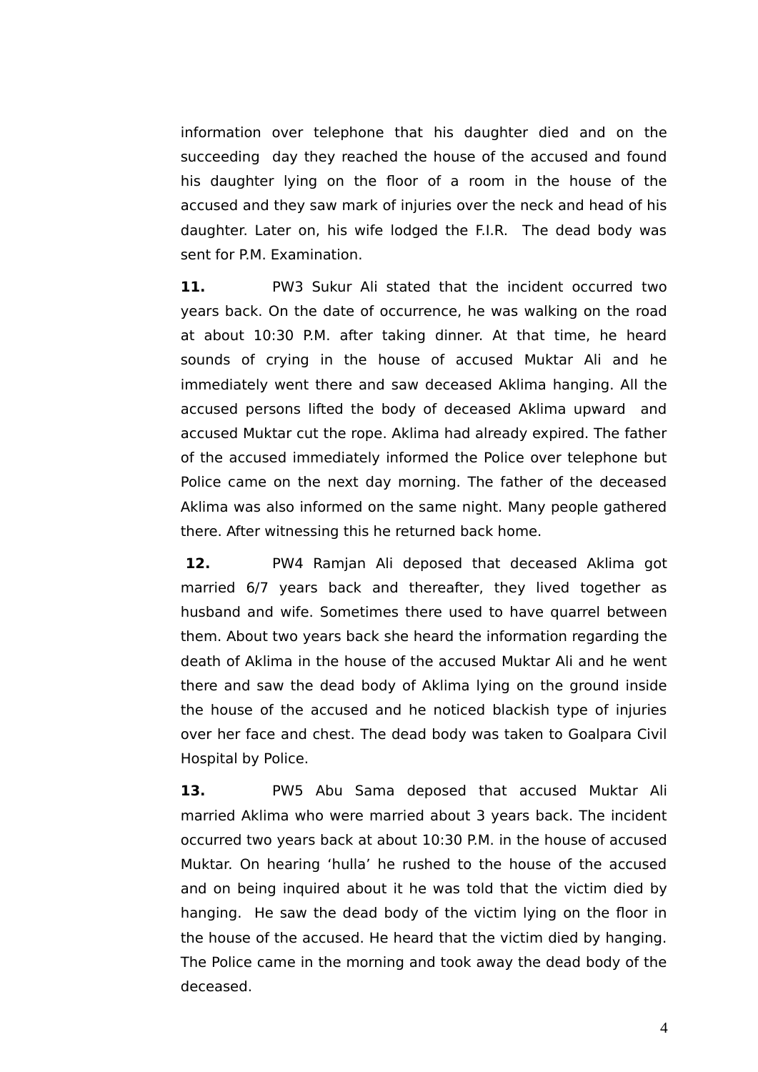information over telephone that his daughter died and on the succeeding day they reached the house of the accused and found his daughter lying on the floor of a room in the house of the accused and they saw mark of injuries over the neck and head of his daughter. Later on, his wife lodged the F.I.R. The dead body was sent for P.M. Examination.

**11.** PW3 Sukur Ali stated that the incident occurred two years back. On the date of occurrence, he was walking on the road at about 10:30 P.M. after taking dinner. At that time, he heard sounds of crying in the house of accused Muktar Ali and he immediately went there and saw deceased Aklima hanging. All the accused persons lifted the body of deceased Aklima upward and accused Muktar cut the rope. Aklima had already expired. The father of the accused immediately informed the Police over telephone but Police came on the next day morning. The father of the deceased Aklima was also informed on the same night. Many people gathered there. After witnessing this he returned back home.

**12.** PW4 Ramjan Ali deposed that deceased Aklima got married 6/7 years back and thereafter, they lived together as husband and wife. Sometimes there used to have quarrel between them. About two years back she heard the information regarding the death of Aklima in the house of the accused Muktar Ali and he went there and saw the dead body of Aklima lying on the ground inside the house of the accused and he noticed blackish type of injuries over her face and chest. The dead body was taken to Goalpara Civil Hospital by Police.

**13.** PW5 Abu Sama deposed that accused Muktar Ali married Aklima who were married about 3 years back. The incident occurred two years back at about 10:30 P.M. in the house of accused Muktar. On hearing 'hulla' he rushed to the house of the accused and on being inquired about it he was told that the victim died by hanging. He saw the dead body of the victim lying on the floor in the house of the accused. He heard that the victim died by hanging. The Police came in the morning and took away the dead body of the deceased.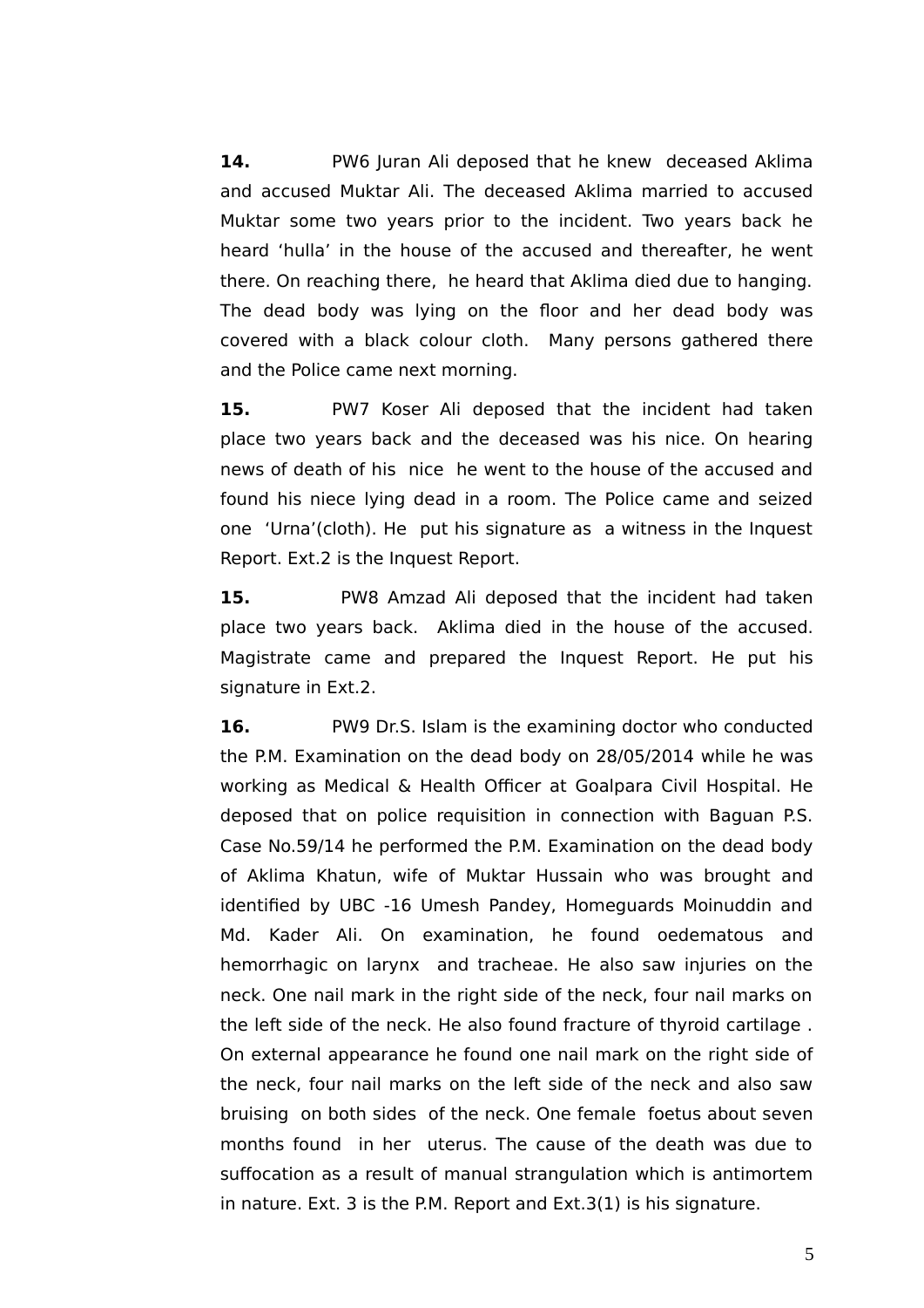**14.** PW6 Juran Ali deposed that he knew deceased Aklima and accused Muktar Ali. The deceased Aklima married to accused Muktar some two years prior to the incident. Two years back he heard 'hulla' in the house of the accused and thereafter, he went there. On reaching there, he heard that Aklima died due to hanging. The dead body was lying on the floor and her dead body was covered with a black colour cloth. Many persons gathered there and the Police came next morning.

**15.** PW7 Koser Ali deposed that the incident had taken place two years back and the deceased was his nice. On hearing news of death of his nice he went to the house of the accused and found his niece lying dead in a room. The Police came and seized one 'Urna'(cloth). He put his signature as a witness in the Inquest Report. Ext.2 is the Inquest Report.

**15.** PW8 Amzad Ali deposed that the incident had taken place two years back. Aklima died in the house of the accused. Magistrate came and prepared the Inquest Report. He put his signature in Ext.2.

**16.** PW9 Dr.S. Islam is the examining doctor who conducted the P.M. Examination on the dead body on 28/05/2014 while he was working as Medical & Health Officer at Goalpara Civil Hospital. He deposed that on police requisition in connection with Baguan P.S. Case No.59/14 he performed the P.M. Examination on the dead body of Aklima Khatun, wife of Muktar Hussain who was brought and identified by UBC -16 Umesh Pandey, Homeguards Moinuddin and Md. Kader Ali. On examination, he found oedematous and hemorrhagic on larynx and tracheae. He also saw injuries on the neck. One nail mark in the right side of the neck, four nail marks on the left side of the neck. He also found fracture of thyroid cartilage . On external appearance he found one nail mark on the right side of the neck, four nail marks on the left side of the neck and also saw bruising on both sides of the neck. One female foetus about seven months found in her uterus. The cause of the death was due to suffocation as a result of manual strangulation which is antimortem in nature. Ext. 3 is the P.M. Report and Ext.3(1) is his signature.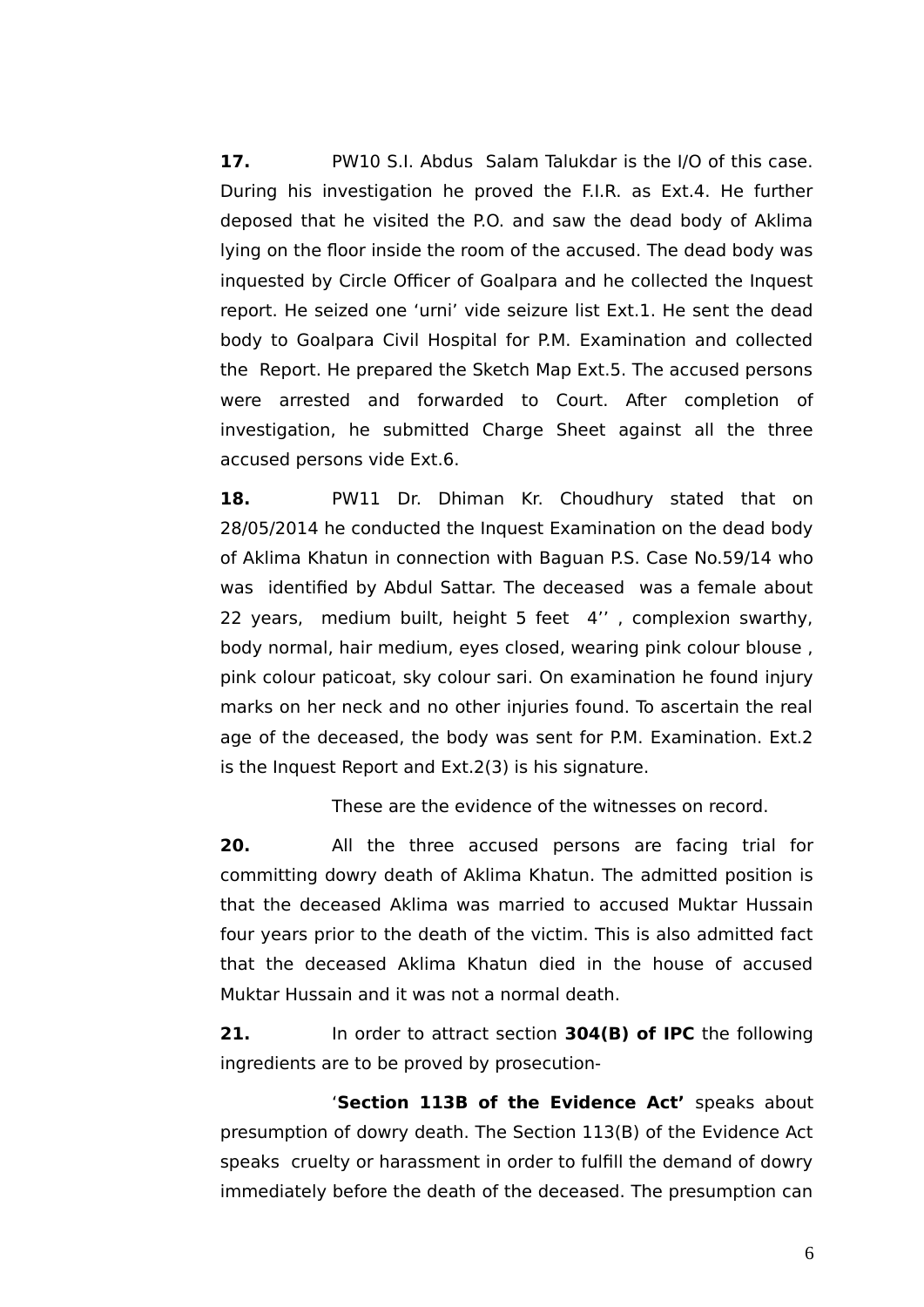**17.** PW10 S.I. Abdus Salam Talukdar is the I/O of this case. During his investigation he proved the F.I.R. as Ext.4. He further deposed that he visited the P.O. and saw the dead body of Aklima lying on the floor inside the room of the accused. The dead body was inquested by Circle Officer of Goalpara and he collected the Inquest report. He seized one 'urni' vide seizure list Ext.1. He sent the dead body to Goalpara Civil Hospital for P.M. Examination and collected the Report. He prepared the Sketch Map Ext.5. The accused persons were arrested and forwarded to Court. After completion of investigation, he submitted Charge Sheet against all the three accused persons vide Ext.6.

**18.** PW11 Dr. Dhiman Kr. Choudhury stated that on 28/05/2014 he conducted the Inquest Examination on the dead body of Aklima Khatun in connection with Baguan P.S. Case No.59/14 who was identified by Abdul Sattar. The deceased was a female about 22 years, medium built, height 5 feet 4'' , complexion swarthy, body normal, hair medium, eyes closed, wearing pink colour blouse , pink colour paticoat, sky colour sari. On examination he found injury marks on her neck and no other injuries found. To ascertain the real age of the deceased, the body was sent for P.M. Examination. Ext.2 is the Inquest Report and Ext.2(3) is his signature.

These are the evidence of the witnesses on record.

**20.** All the three accused persons are facing trial for committing dowry death of Aklima Khatun. The admitted position is that the deceased Aklima was married to accused Muktar Hussain four years prior to the death of the victim. This is also admitted fact that the deceased Aklima Khatun died in the house of accused Muktar Hussain and it was not a normal death.

**21.** In order to attract section **304(B) of IPC** the following ingredients are to be proved by prosecution-

'**Section 113B of the Evidence Act'** speaks about presumption of dowry death. The Section 113(B) of the Evidence Act speaks cruelty or harassment in order to fulfill the demand of dowry immediately before the death of the deceased. The presumption can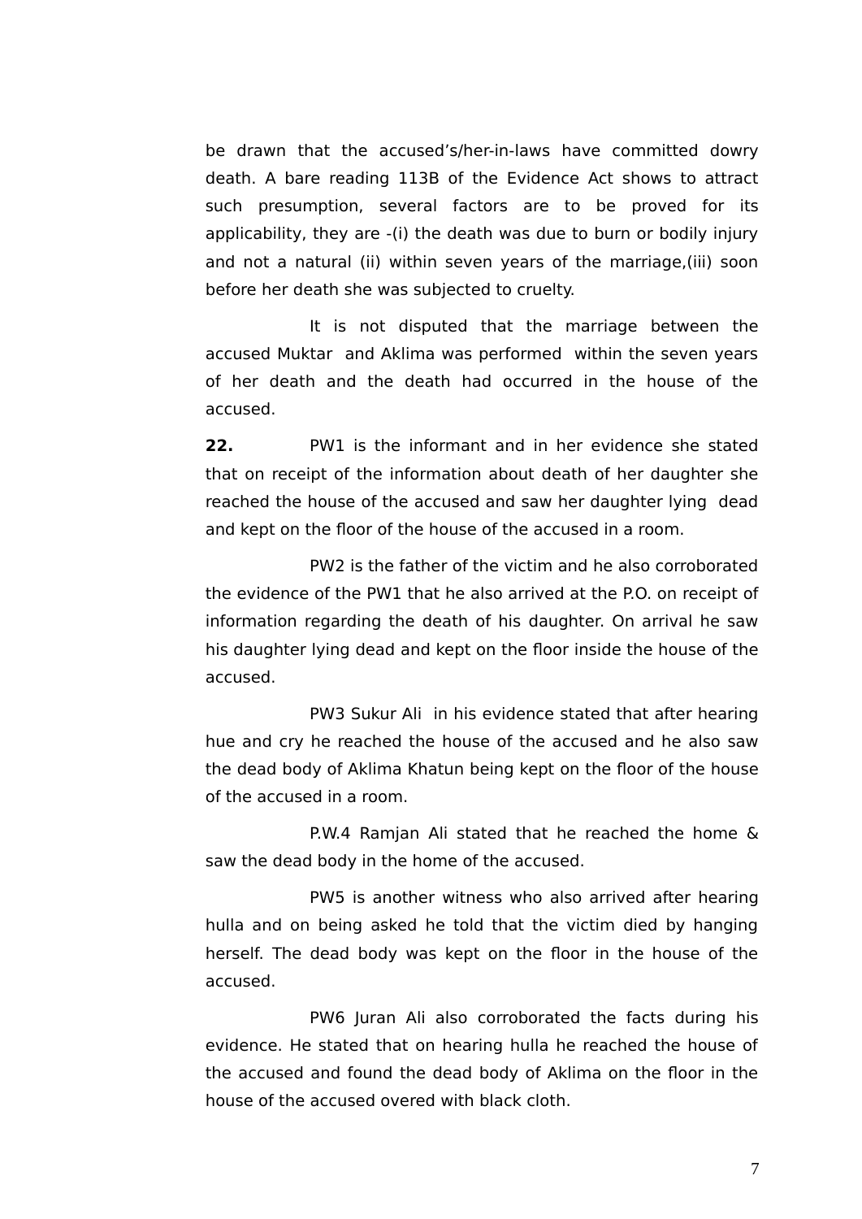be drawn that the accused's/her-in-laws have committed dowry death. A bare reading 113B of the Evidence Act shows to attract such presumption, several factors are to be proved for its applicability, they are -(i) the death was due to burn or bodily injury and not a natural (ii) within seven years of the marriage,(iii) soon before her death she was subjected to cruelty.

It is not disputed that the marriage between the accused Muktar and Aklima was performed within the seven years of her death and the death had occurred in the house of the accused.

**22.** PW1 is the informant and in her evidence she stated that on receipt of the information about death of her daughter she reached the house of the accused and saw her daughter lying dead and kept on the floor of the house of the accused in a room.

PW2 is the father of the victim and he also corroborated the evidence of the PW1 that he also arrived at the P.O. on receipt of information regarding the death of his daughter. On arrival he saw his daughter lying dead and kept on the floor inside the house of the accused.

PW3 Sukur Ali in his evidence stated that after hearing hue and cry he reached the house of the accused and he also saw the dead body of Aklima Khatun being kept on the floor of the house of the accused in a room.

P.W.4 Ramjan Ali stated that he reached the home & saw the dead body in the home of the accused.

PW5 is another witness who also arrived after hearing hulla and on being asked he told that the victim died by hanging herself. The dead body was kept on the floor in the house of the accused.

PW6 Juran Ali also corroborated the facts during his evidence. He stated that on hearing hulla he reached the house of the accused and found the dead body of Aklima on the floor in the house of the accused overed with black cloth.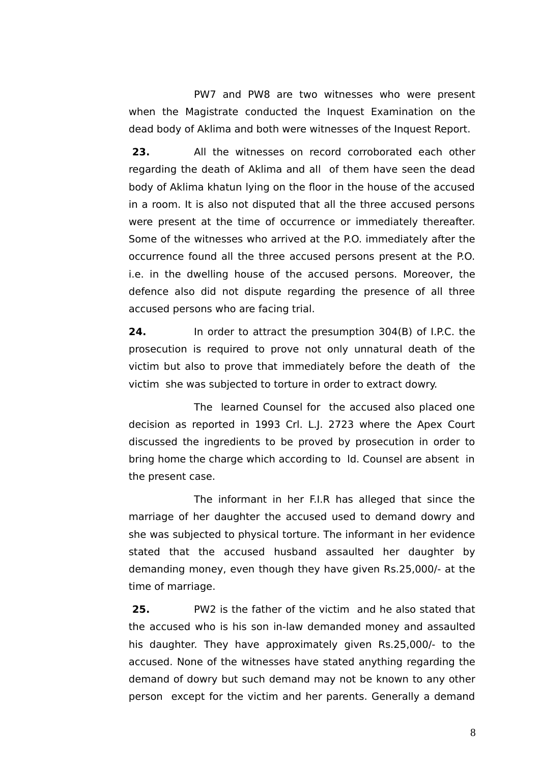PW7 and PW8 are two witnesses who were present when the Magistrate conducted the Inquest Examination on the dead body of Aklima and both were witnesses of the Inquest Report.

**23.** All the witnesses on record corroborated each other regarding the death of Aklima and all of them have seen the dead body of Aklima khatun lying on the floor in the house of the accused in a room. It is also not disputed that all the three accused persons were present at the time of occurrence or immediately thereafter. Some of the witnesses who arrived at the P.O. immediately after the occurrence found all the three accused persons present at the P.O. i.e. in the dwelling house of the accused persons. Moreover, the defence also did not dispute regarding the presence of all three accused persons who are facing trial.

**24.** In order to attract the presumption 304(B) of I.P.C. the prosecution is required to prove not only unnatural death of the victim but also to prove that immediately before the death of the victim she was subjected to torture in order to extract dowry.

The learned Counsel for the accused also placed one decision as reported in 1993 Crl. L.J. 2723 where the Apex Court discussed the ingredients to be proved by prosecution in order to bring home the charge which according to ld. Counsel are absent in the present case.

The informant in her F.I.R has alleged that since the marriage of her daughter the accused used to demand dowry and she was subjected to physical torture. The informant in her evidence stated that the accused husband assaulted her daughter by demanding money, even though they have given Rs.25,000/- at the time of marriage.

**25.** PW2 is the father of the victim and he also stated that the accused who is his son in-law demanded money and assaulted his daughter. They have approximately given Rs.25,000/- to the accused. None of the witnesses have stated anything regarding the demand of dowry but such demand may not be known to any other person except for the victim and her parents. Generally a demand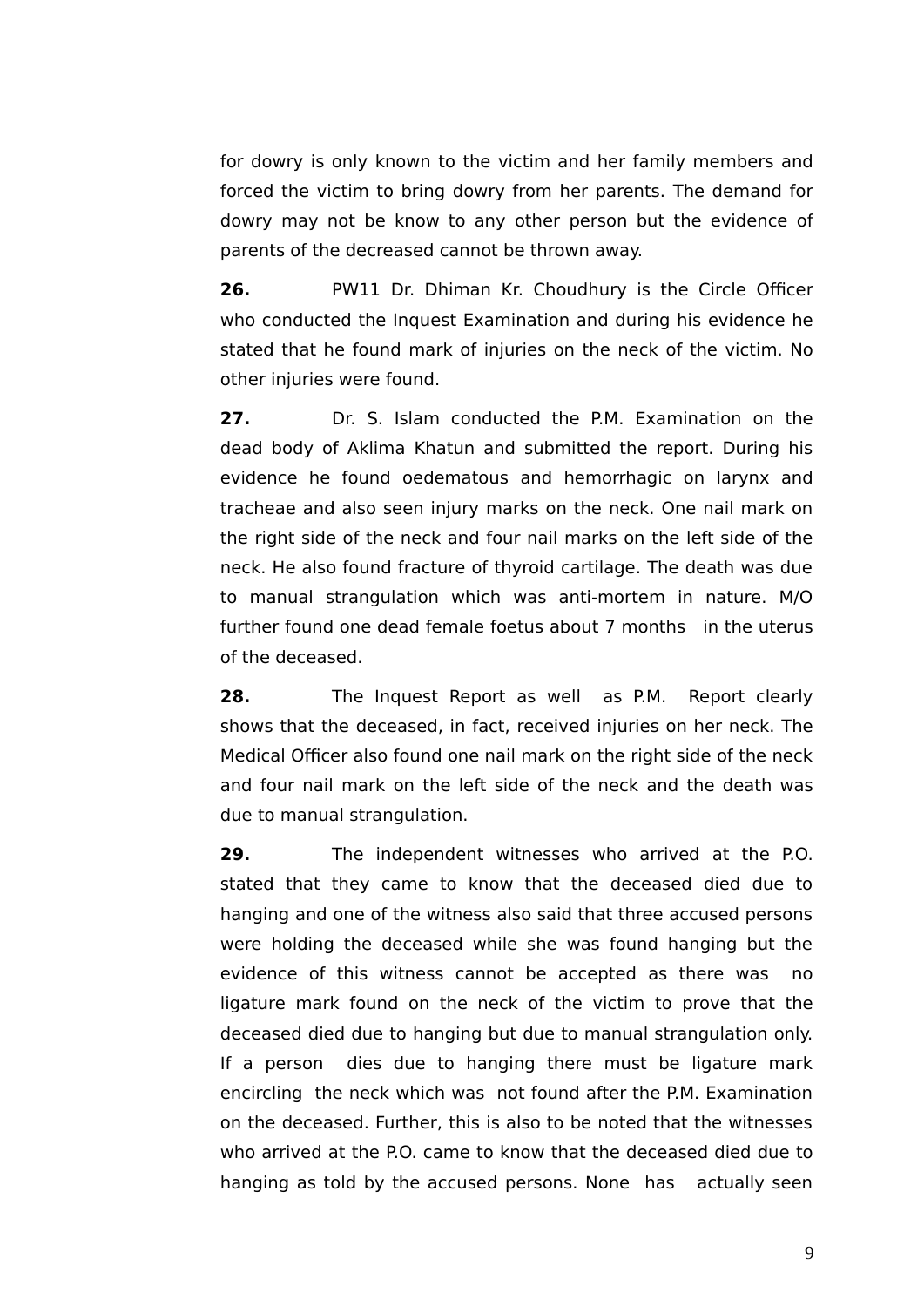for dowry is only known to the victim and her family members and forced the victim to bring dowry from her parents. The demand for dowry may not be know to any other person but the evidence of parents of the decreased cannot be thrown away.

**26.** PW11 Dr. Dhiman Kr. Choudhury is the Circle Officer who conducted the Inquest Examination and during his evidence he stated that he found mark of injuries on the neck of the victim. No other injuries were found.

**27.** Dr. S. Islam conducted the P.M. Examination on the dead body of Aklima Khatun and submitted the report. During his evidence he found oedematous and hemorrhagic on larynx and tracheae and also seen injury marks on the neck. One nail mark on the right side of the neck and four nail marks on the left side of the neck. He also found fracture of thyroid cartilage. The death was due to manual strangulation which was anti-mortem in nature. M/O further found one dead female foetus about 7 months in the uterus of the deceased.

**28.** The Inquest Report as well as P.M. Report clearly shows that the deceased, in fact, received injuries on her neck. The Medical Officer also found one nail mark on the right side of the neck and four nail mark on the left side of the neck and the death was due to manual strangulation.

**29.** The independent witnesses who arrived at the P.O. stated that they came to know that the deceased died due to hanging and one of the witness also said that three accused persons were holding the deceased while she was found hanging but the evidence of this witness cannot be accepted as there was no ligature mark found on the neck of the victim to prove that the deceased died due to hanging but due to manual strangulation only. If a person dies due to hanging there must be ligature mark encircling the neck which was not found after the P.M. Examination on the deceased. Further, this is also to be noted that the witnesses who arrived at the P.O. came to know that the deceased died due to hanging as told by the accused persons. None has actually seen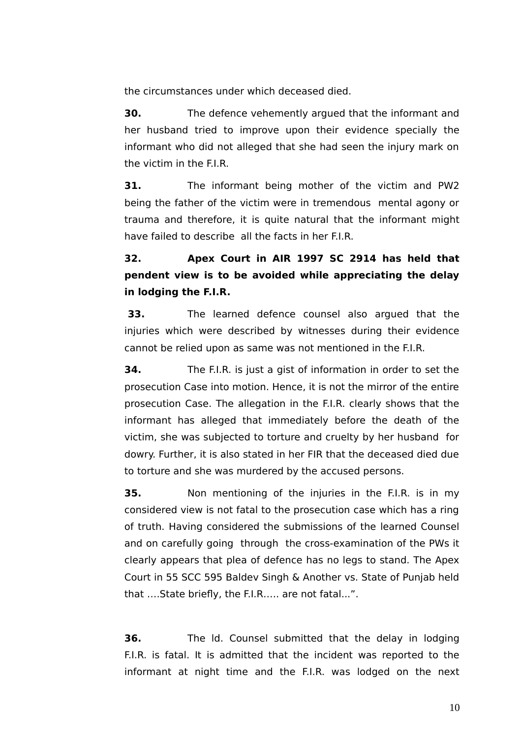the circumstances under which deceased died.

**30.** The defence vehemently argued that the informant and her husband tried to improve upon their evidence specially the informant who did not alleged that she had seen the injury mark on the victim in the F.I.R.

**31.** The informant being mother of the victim and PW2 being the father of the victim were in tremendous mental agony or trauma and therefore, it is quite natural that the informant might have failed to describe all the facts in her F.I.R.

**32. Apex Court in AIR 1997 SC 2914 has held that pendent view is to be avoided while appreciating the delay in lodging the F.I.R.**

**33.** The learned defence counsel also argued that the injuries which were described by witnesses during their evidence cannot be relied upon as same was not mentioned in the F.I.R.

**34.** The F.I.R. is just a gist of information in order to set the prosecution Case into motion. Hence, it is not the mirror of the entire prosecution Case. The allegation in the F.I.R. clearly shows that the informant has alleged that immediately before the death of the victim, she was subjected to torture and cruelty by her husband for dowry. Further, it is also stated in her FIR that the deceased died due to torture and she was murdered by the accused persons.

**35.** Non mentioning of the injuries in the F.I.R. is in my considered view is not fatal to the prosecution case which has a ring of truth. Having considered the submissions of the learned Counsel and on carefully going through the cross-examination of the PWs it clearly appears that plea of defence has no legs to stand. The Apex Court in 55 SCC 595 Baldev Singh & Another vs. State of Punjab held that ....State briefly, the F.I.R..... are not fatal...".

**36.** The ld. Counsel submitted that the delay in lodging F.I.R. is fatal. It is admitted that the incident was reported to the informant at night time and the F.I.R. was lodged on the next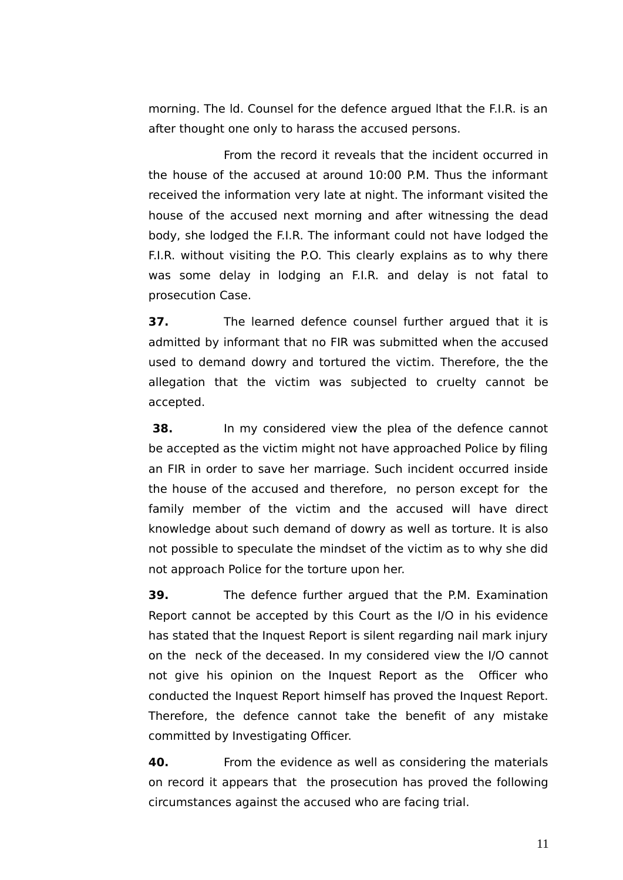morning. The ld. Counsel for the defence argued lthat the F.I.R. is an after thought one only to harass the accused persons.

From the record it reveals that the incident occurred in the house of the accused at around 10:00 P.M. Thus the informant received the information very late at night. The informant visited the house of the accused next morning and after witnessing the dead body, she lodged the F.I.R. The informant could not have lodged the F.I.R. without visiting the P.O. This clearly explains as to why there was some delay in lodging an F.I.R. and delay is not fatal to prosecution Case.

**37.** The learned defence counsel further argued that it is admitted by informant that no FIR was submitted when the accused used to demand dowry and tortured the victim. Therefore, the the allegation that the victim was subjected to cruelty cannot be accepted.

**38.** In my considered view the plea of the defence cannot be accepted as the victim might not have approached Police by filing an FIR in order to save her marriage. Such incident occurred inside the house of the accused and therefore, no person except for the family member of the victim and the accused will have direct knowledge about such demand of dowry as well as torture. It is also not possible to speculate the mindset of the victim as to why she did not approach Police for the torture upon her.

**39.** The defence further argued that the P.M. Examination Report cannot be accepted by this Court as the I/O in his evidence has stated that the Inquest Report is silent regarding nail mark injury on the neck of the deceased. In my considered view the I/O cannot not give his opinion on the Inquest Report as the Officer who conducted the Inquest Report himself has proved the Inquest Report. Therefore, the defence cannot take the benefit of any mistake committed by Investigating Officer.

**40.** From the evidence as well as considering the materials on record it appears that the prosecution has proved the following circumstances against the accused who are facing trial.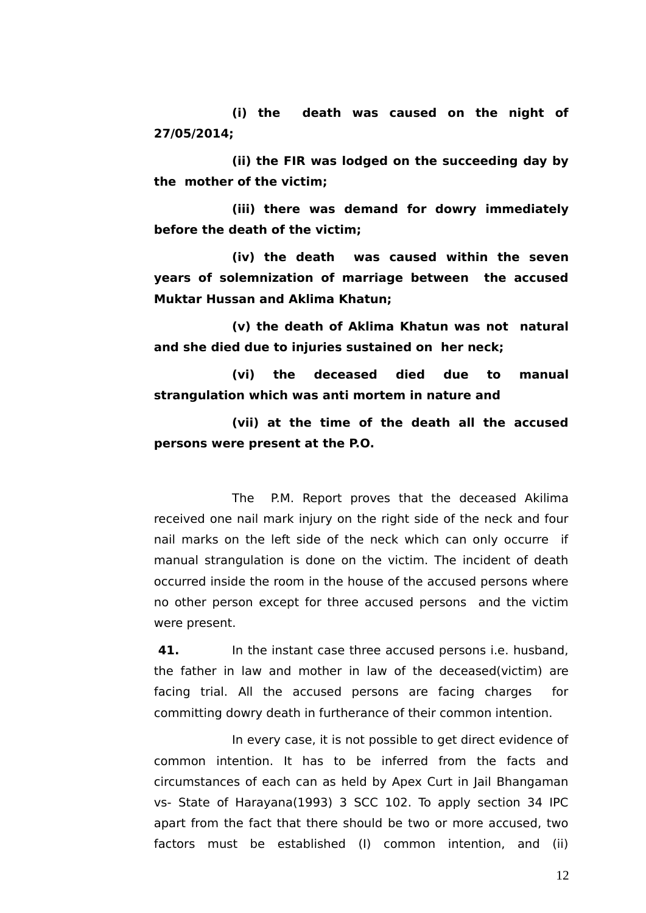**(i) the death was caused on the night of 27/05/2014;**

**(ii) the FIR was lodged on the succeeding day by the mother of the victim;**

**(iii) there was demand for dowry immediately before the death of the victim;**

**(iv) the death was caused within the seven years of solemnization of marriage between the accused Muktar Hussan and Aklima Khatun;**

**(v) the death of Aklima Khatun was not natural and she died due to injuries sustained on her neck;**

**(vi) the deceased died due to manual strangulation which was anti mortem in nature and**

**(vii) at the time of the death all the accused persons were present at the P.O.**

The P.M. Report proves that the deceased Akilima received one nail mark injury on the right side of the neck and four nail marks on the left side of the neck which can only occurre if manual strangulation is done on the victim. The incident of death occurred inside the room in the house of the accused persons where no other person except for three accused persons and the victim were present.

**41.** In the instant case three accused persons i.e. husband, the father in law and mother in law of the deceased(victim) are facing trial. All the accused persons are facing charges for committing dowry death in furtherance of their common intention.

In every case, it is not possible to get direct evidence of common intention. It has to be inferred from the facts and circumstances of each can as held by Apex Curt in Jail Bhangaman vs- State of Harayana(1993) 3 SCC 102. To apply section 34 IPC apart from the fact that there should be two or more accused, two factors must be established (I) common intention, and (ii)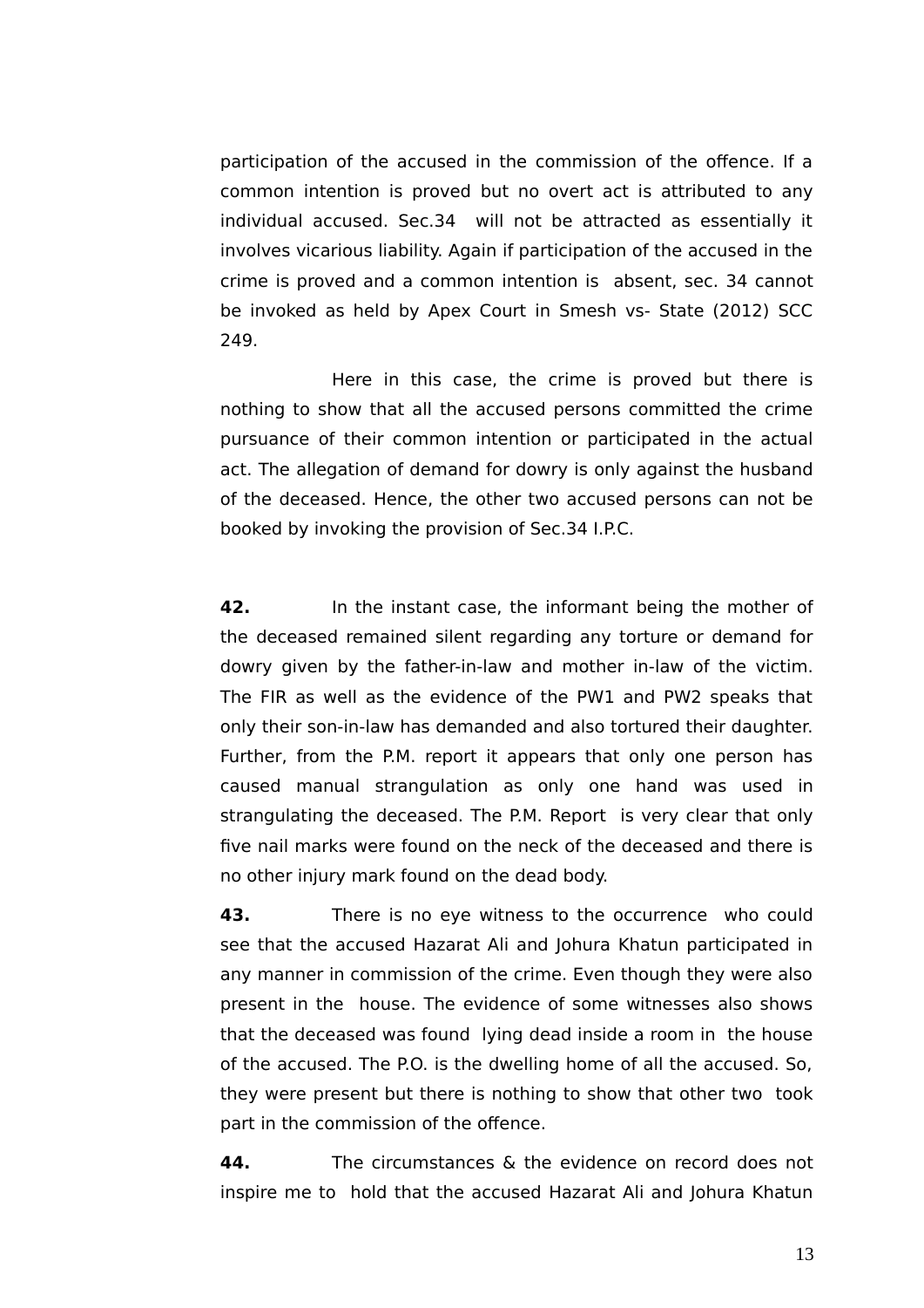participation of the accused in the commission of the offence. If a common intention is proved but no overt act is attributed to any individual accused. Sec.34 will not be attracted as essentially it involves vicarious liability. Again if participation of the accused in the crime is proved and a common intention is absent, sec. 34 cannot be invoked as held by Apex Court in Smesh vs- State (2012) SCC 249.

Here in this case, the crime is proved but there is nothing to show that all the accused persons committed the crime pursuance of their common intention or participated in the actual act. The allegation of demand for dowry is only against the husband of the deceased. Hence, the other two accused persons can not be booked by invoking the provision of Sec.34 I.P.C.

**42.** In the instant case, the informant being the mother of the deceased remained silent regarding any torture or demand for dowry given by the father-in-law and mother in-law of the victim. The FIR as well as the evidence of the PW1 and PW2 speaks that only their son-in-law has demanded and also tortured their daughter. Further, from the P.M. report it appears that only one person has caused manual strangulation as only one hand was used in strangulating the deceased. The P.M. Report is very clear that only five nail marks were found on the neck of the deceased and there is no other injury mark found on the dead body.

**43.** There is no eye witness to the occurrence who could see that the accused Hazarat Ali and Johura Khatun participated in any manner in commission of the crime. Even though they were also present in the house. The evidence of some witnesses also shows that the deceased was found lying dead inside a room in the house of the accused. The P.O. is the dwelling home of all the accused. So, they were present but there is nothing to show that other two took part in the commission of the offence.

**44.** The circumstances & the evidence on record does not inspire me to hold that the accused Hazarat Ali and Johura Khatun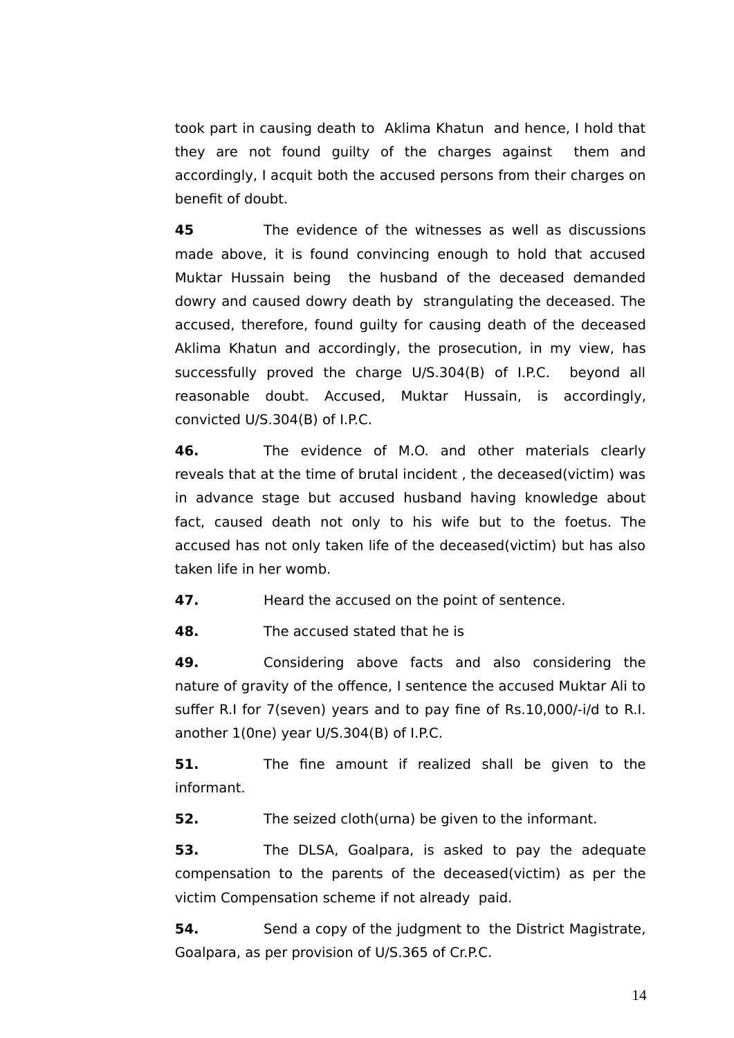took part in causing death to Aklima Khatun and hence, I hold that they are not found guilty of the charges against them and accordingly, I acquit both the accused persons from their charges on benefit of doubt.

**45** The evidence of the witnesses as well as discussions made above, it is found convincing enough to hold that accused Muktar Hussain being the husband of the deceased demanded dowry and caused dowry death by strangulating the deceased. The accused, therefore, found guilty for causing death of the deceased Aklima Khatun and accordingly, the prosecution, in my view, has successfully proved the charge U/S.304(B) of I.P.C. beyond all reasonable doubt. Accused, Muktar Hussain, is accordingly, convicted U/S.304(B) of I.P.C.

**46.** The evidence of M.O. and other materials clearly reveals that at the time of brutal incident , the deceased(victim) was in advance stage but accused husband having knowledge about fact, caused death not only to his wife but to the foetus. The accused has not only taken life of the deceased(victim) but has also taken life in her womb.

**47.** Heard the accused on the point of sentence.

**48.** The accused stated that he is

**49.** Considering above facts and also considering the nature of gravity of the offence, I sentence the accused Muktar Ali to suffer R.I for 7(seven) years and to pay fine of Rs.10,000/-i/d to R.I. another 1(0ne) year U/S.304(B) of I.P.C.

**51.** The fine amount if realized shall be given to the informant.

**52.** The seized cloth(urna) be given to the informant.

**53.** The DLSA, Goalpara, is asked to pay the adequate compensation to the parents of the deceased(victim) as per the victim Compensation scheme if not already paid.

**54.** Send a copy of the judgment to the District Magistrate, Goalpara, as per provision of U/S.365 of Cr.P.C.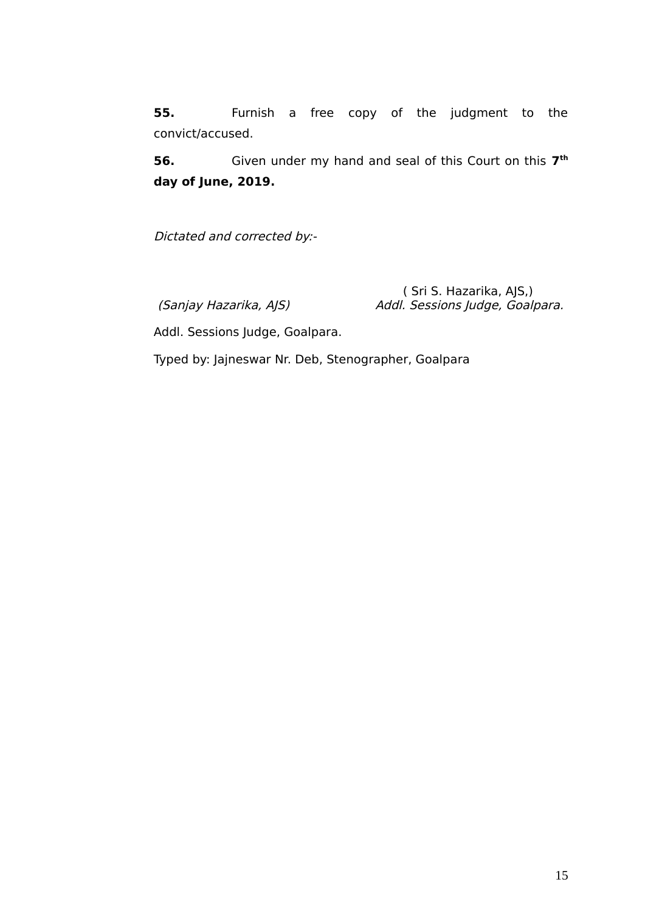**55.** Furnish a free copy of the judgment to the convict/accused.

**56.** Given under my hand and seal of this Court on this **7th day of June, 2019.**

*Dictated and corrected by:-*

( Sri S. Hazarika, AJS,)
*(Sanjay Hazarika, AJS)* *Addl. Sessions Judge, Goalpara.*

Addl. Sessions Judge, Goalpara.

Typed by: Jajneswar Nr. Deb, Stenographer, Goalpara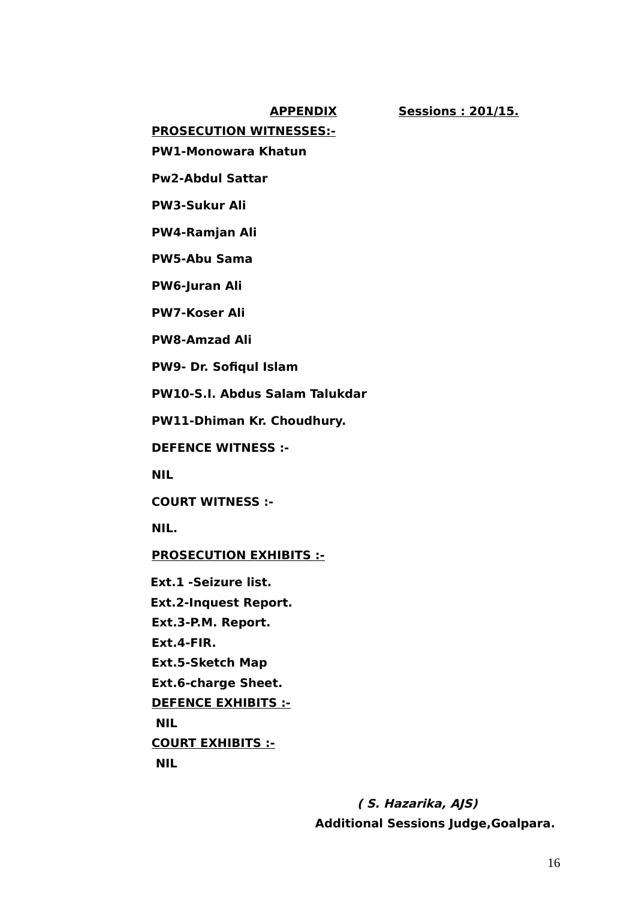**APPENDIX** **Sessions : 201/15.**

**PROSECUTION WITNESSES:-**

**PW1-Monowara Khatun**

**Pw2-Abdul Sattar**

**PW3-Sukur Ali**

**PW4-Ramjan Ali**

**PW5-Abu Sama**

**PW6-Juran Ali**

**PW7-Koser Ali**

**PW8-Amzad Ali**

**PW9- Dr. Sofiqul Islam**

**PW10-S.I. Abdus Salam Talukdar**

**PW11-Dhiman Kr. Choudhury.**

**DEFENCE WITNESS :-**

**NIL**

**COURT WITNESS :-**

**NIL.**

**PROSECUTION EXHIBITS :-**

**Ext.1 -Seizure list.**
**Ext.2-Inquest Report.**
**Ext.3-P.M. Report.**
**Ext.4-FIR.**
**Ext.5-Sketch Map**
**Ext.6-charge Sheet.**

**DEFENCE EXHIBITS :-**

**NIL**

**COURT EXHIBITS :-**

**NIL**

***( S. Hazarika, AJS)***
**Additional Sessions Judge,Goalpara.**